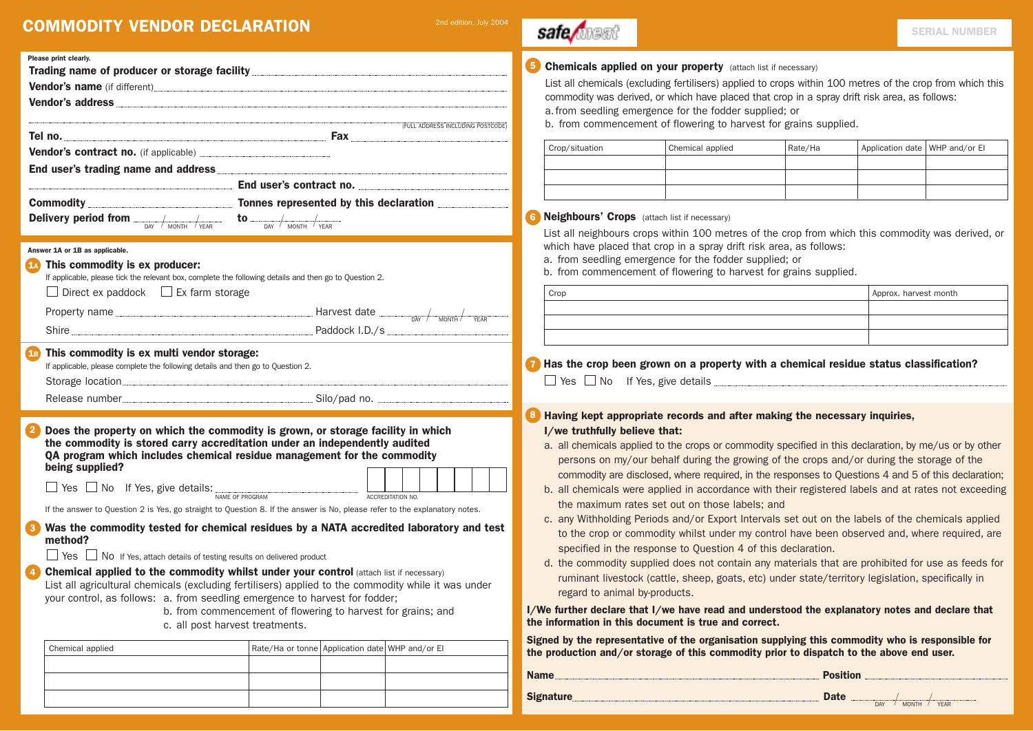# COMMODITY VENDOR DECLARATION

2nd edition, July 2004

safemeat

SERIAL NUMBER

Please print clearly.

**Trading name of producer or storage facility** ..............................

**Vendor's name** (if different) ..............................

**Vendor's address** ..............................

(FULL ADDRESS INCLUDING POSTCODE)

**Tel no.** .............................. **Fax** ..............................

**Vendor's contract no.** (if applicable) ..............................

**End user's trading name and address** ..............................

**End user's contract no.** ..............................

**Commodity** .............................. **Tonnes represented by this declaration** ..............................

**Delivery period from** ____ / ____ / ____ (DAY / MONTH / YEAR) **to** ____ / ____ / ____ (DAY / MONTH / YEAR)

Answer 1A or 1B as applicable.

**1A This commodity is ex producer:**

If applicable, please tick the relevant box, complete the following details and then go to Question 2.

☐ Direct ex paddock ☐ Ex farm storage

Property name .............................. Harvest date ____ / ____ / ____ (DAY / MONTH / YEAR)

Shire .............................. Paddock I.D./s ..............................

**1B This commodity is ex multi vendor storage:**

If applicable, please complete the following details and then go to Question 2.

Storage location ..............................

Release number .............................. Silo/pad no. ..............................

**2 Does the property on which the commodity is grown, or storage facility in which the commodity is stored carry accreditation under an independently audited QA program which includes chemical residue management for the commodity being supplied?**

☐ Yes ☐ No If Yes, give details: .............................. (NAME OF PROGRAM) ☐☐☐☐☐☐☐☐ (ACCREDITATION NO.)

If the answer to Question 2 is Yes, go straight to Question 8. If the answer is No, please refer to the explanatory notes.

**3 Was the commodity tested for chemical residues by a NATA accredited laboratory and test method?**

☐ Yes ☐ No If Yes, attach details of testing results on delivered product

**4 Chemical applied to the commodity whilst under your control** (attach list if necessary)

List all agricultural chemicals (excluding fertilisers) applied to the commodity while it was under your control, as follows:
a. from seedling emergence to harvest for fodder;
b. from commencement of flowering to harvest for grains; and
c. all post harvest treatments.

| Chemical applied | Rate/Ha or tonne | Application date | WHP and/or EI |
|---|---|---|---|
| | | | |
| | | | |
| | | | |

**5 Chemicals applied on your property** (attach list if necessary)

List all chemicals (excluding fertilisers) applied to crops within 100 metres of the crop from which this commodity was derived, or which have placed that crop in a spray drift risk area, as follows:
a. from seedling emergence for the fodder supplied; or
b. from commencement of flowering to harvest for grains supplied.

| Crop/situation | Chemical applied | Rate/Ha | Application date | WHP and/or EI |
|---|---|---|---|---|
| | | | | |
| | | | | |
| | | | | |

**6 Neighbours' Crops** (attach list if necessary)

List all neighbours crops within 100 metres of the crop from which this commodity was derived, or which have placed that crop in a spray drift risk area, as follows:
a. from seedling emergence for the fodder supplied; or
b. from commencement of flowering to harvest for grains supplied.

| Crop | Approx. harvest month |
|---|---|
| | |
| | |
| | |

**7 Has the crop been grown on a property with a chemical residue status classification?**

☐ Yes ☐ No If Yes, give details ..............................

**8 Having kept appropriate records and after making the necessary inquiries, I/we truthfully believe that:**

a. all chemicals applied to the crops or commodity specified in this declaration, by me/us or by other persons on my/our behalf during the growing of the crops and/or during the storage of the commodity are disclosed, where required, in the responses to Questions 4 and 5 of this declaration;
b. all chemicals were applied in accordance with their registered labels and at rates not exceeding the maximum rates set out on those labels; and
c. any Withholding Periods and/or Export Intervals set out on the labels of the chemicals applied to the crop or commodity whilst under my control have been observed and, where required, are specified in the response to Question 4 of this declaration.
d. the commodity supplied does not contain any materials that are prohibited for use as feeds for ruminant livestock (cattle, sheep, goats, etc) under state/territory legislation, specifically in regard to animal by-products.

**I/We further declare that I/we have read and understood the explanatory notes and declare that the information in this document is true and correct.**

**Signed by the representative of the organisation supplying this commodity who is responsible for the production and/or storage of this commodity prior to dispatch to the above end user.**

**Name** .............................. **Position** ..............................

**Signature** .............................. **Date** ____ / ____ / ____ (DAY / MONTH / YEAR)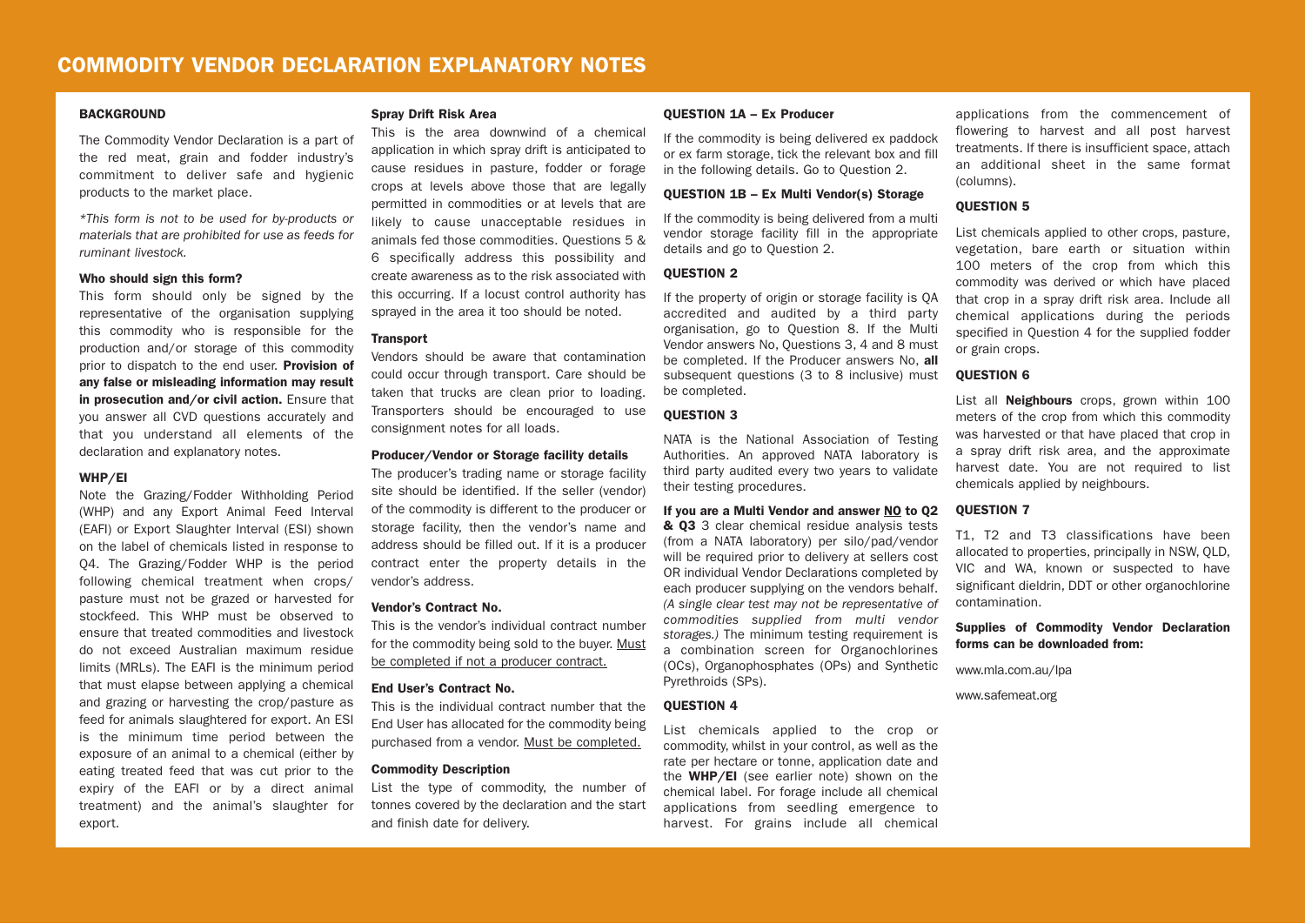# COMMODITY VENDOR DECLARATION EXPLANATORY NOTES

### BACKGROUND

The Commodity Vendor Declaration is a part of the red meat, grain and fodder industry's commitment to deliver safe and hygienic products to the market place.

*\*This form is not to be used for by-products or materials that are prohibited for use as feeds for ruminant livestock.*

### Who should sign this form?

This form should only be signed by the representative of the organisation supplying this commodity who is responsible for the production and/or storage of this commodity prior to dispatch to the end user. **Provision of any false or misleading information may result in prosecution and/or civil action.** Ensure that you answer all CVD questions accurately and that you understand all elements of the declaration and explanatory notes.

### WHP/EI

Note the Grazing/Fodder Withholding Period (WHP) and any Export Animal Feed Interval (EAFI) or Export Slaughter Interval (ESI) shown on the label of chemicals listed in response to Q4. The Grazing/Fodder WHP is the period following chemical treatment when crops/ pasture must not be grazed or harvested for stockfeed. This WHP must be observed to ensure that treated commodities and livestock do not exceed Australian maximum residue limits (MRLs). The EAFI is the minimum period that must elapse between applying a chemical and grazing or harvesting the crop/pasture as feed for animals slaughtered for export. An ESI is the minimum time period between the exposure of an animal to a chemical (either by eating treated feed that was cut prior to the expiry of the EAFI or by a direct animal treatment) and the animal's slaughter for export.

### Spray Drift Risk Area

This is the area downwind of a chemical application in which spray drift is anticipated to cause residues in pasture, fodder or forage crops at levels above those that are legally permitted in commodities or at levels that are likely to cause unacceptable residues in animals fed those commodities. Questions 5 & 6 specifically address this possibility and create awareness as to the risk associated with this occurring. If a locust control authority has sprayed in the area it too should be noted.

### Transport

Vendors should be aware that contamination could occur through transport. Care should be taken that trucks are clean prior to loading. Transporters should be encouraged to use consignment notes for all loads.

### Producer/Vendor or Storage facility details

The producer's trading name or storage facility site should be identified. If the seller (vendor) of the commodity is different to the producer or storage facility, then the vendor's name and address should be filled out. If it is a producer contract enter the property details in the vendor's address.

### Vendor's Contract No.

This is the vendor's individual contract number for the commodity being sold to the buyer. Must be completed if not a producer contract.

### End User's Contract No.

This is the individual contract number that the End User has allocated for the commodity being purchased from a vendor. Must be completed.

### Commodity Description

List the type of commodity, the number of tonnes covered by the declaration and the start and finish date for delivery.

### QUESTION 1A – Ex Producer

If the commodity is being delivered ex paddock or ex farm storage, tick the relevant box and fill in the following details. Go to Question 2.

### QUESTION 1B – Ex Multi Vendor(s) Storage

If the commodity is being delivered from a multi vendor storage facility fill in the appropriate details and go to Question 2.

### QUESTION 2

If the property of origin or storage facility is QA accredited and audited by a third party organisation, go to Question 8. If the Multi Vendor answers No, Questions 3, 4 and 8 must be completed. If the Producer answers No, **all** subsequent questions (3 to 8 inclusive) must be completed.

### QUESTION 3

NATA is the National Association of Testing Authorities. An approved NATA laboratory is third party audited every two years to validate their testing procedures.

**If you are a Multi Vendor and answer NO to Q2 & Q3** 3 clear chemical residue analysis tests (from a NATA laboratory) per silo/pad/vendor will be required prior to delivery at sellers cost OR individual Vendor Declarations completed by each producer supplying on the vendors behalf. *(A single clear test may not be representative of commodities supplied from multi vendor storages.)* The minimum testing requirement is a combination screen for Organochlorines (OCs), Organophosphates (OPs) and Synthetic Pyrethroids (SPs).

### QUESTION 4

List chemicals applied to the crop or commodity, whilst in your control, as well as the rate per hectare or tonne, application date and the **WHP/EI** (see earlier note) shown on the chemical label. For forage include all chemical applications from seedling emergence to harvest. For grains include all chemical applications from the commencement of flowering to harvest and all post harvest treatments. If there is insufficient space, attach an additional sheet in the same format (columns).

### QUESTION 5

List chemicals applied to other crops, pasture, vegetation, bare earth or situation within 100 meters of the crop from which this commodity was derived or which have placed that crop in a spray drift risk area. Include all chemical applications during the periods specified in Question 4 for the supplied fodder or grain crops.

### QUESTION 6

List all **Neighbours** crops, grown within 100 meters of the crop from which this commodity was harvested or that have placed that crop in a spray drift risk area, and the approximate harvest date. You are not required to list chemicals applied by neighbours.

### QUESTION 7

T1, T2 and T3 classifications have been allocated to properties, principally in NSW, QLD, VIC and WA, known or suspected to have significant dieldrin, DDT or other organochlorine contamination.

**Supplies of Commodity Vendor Declaration forms can be downloaded from:**

www.mla.com.au/lpa

www.safemeat.org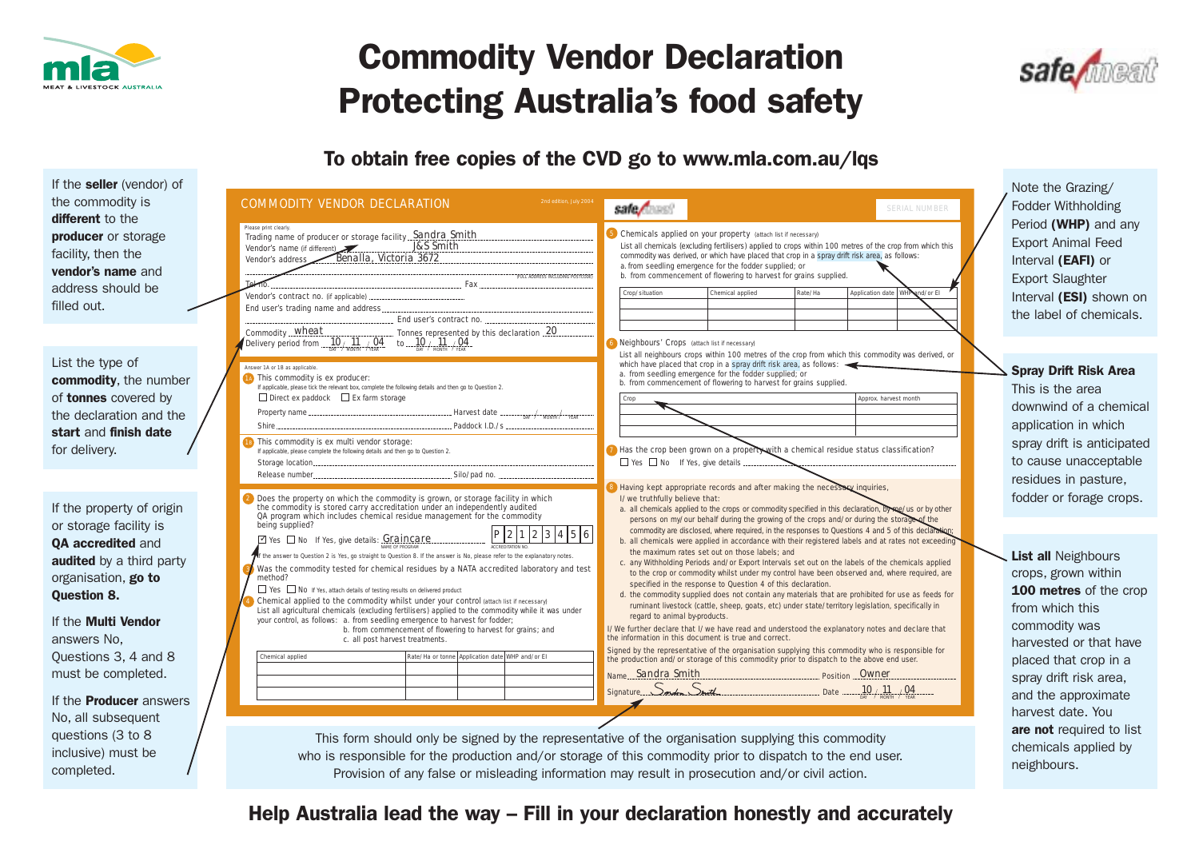# Commodity Vendor Declaration
# Protecting Australia's food safety

## To obtain free copies of the CVD go to www.mla.com.au/lqs

If the **seller** (vendor) of the commodity is **different** to the **producer** or storage facility, then the **vendor's name** and address should be filled out.

List the type of **commodity**, the number of **tonnes** covered by the declaration and the **start** and **finish date** for delivery.

If the property of origin or storage facility is **QA accredited** and **audited** by a third party organisation, **go to Question 8.**

If the **Multi Vendor** answers No, Questions 3, 4 and 8 must be completed.

If the **Producer** answers No, all subsequent questions (3 to 8 inclusive) must be completed.

---

COMMODITY VENDOR DECLARATION — 2nd edition, July 2004

SERIAL NUMBER

Please print clearly.

Trading name of producer or storage facility: Sandra Smith
Vendor's name (if different): J&S Smith
Vendor's address: Benalla, Victoria 3672 (FULL ADDRESS INCLUDING POSTCODE)
Tel no. ______ Fax ______
Vendor's contract no. (if applicable) ______
End user's trading name and address ______
End user's contract no. ______
Commodity: wheat — Tonnes represented by this declaration: 20
Delivery period from 10 / 11 / 04 to 10 / 11 / 04 (DAY / MONTH / YEAR)

Answer 1A or 1B as applicable.

**1A** This commodity is ex producer:
If applicable, please tick the relevant box, complete the following details and then go to Question 2.
☐ Direct ex paddock ☐ Ex farm storage
Property name ______ Harvest date ___/___/___ (DAY / MONTH / YEAR)
Shire ______ Paddock I.D./s ______

**1B** This commodity is ex multi vendor storage:
If applicable, please complete the following details and then go to Question 2.
Storage location ______
Release number ______ Silo/pad no. ______

**2** Does the property on which the commodity is grown, or storage facility in which the commodity is stored carry accreditation under an independently audited QA program which includes chemical residue management for the commodity being supplied?
☑ Yes ☐ No If Yes, give details: Graincare (NAME OF PROGRAM) — P123456 (ACCREDITATION NO.)
If the answer to Question 2 is Yes, go straight to Question 8. If the answer is No, please refer to the explanatory notes.

**3** Was the commodity tested for chemical residues by a NATA accredited laboratory and test method?
☐ Yes ☐ No If Yes, attach details of testing results on delivered product

**4** Chemical applied to the commodity whilst under your control (attach list if necessary)
List all agricultural chemicals (excluding fertilisers) applied to the commodity while it was under your control, as follows: a. from seedling emergence to harvest for fodder;
b. from commencement of flowering to harvest for grains; and
c. all post harvest treatments.

| Chemical applied | Rate/Ha or tonne | Application date | WHP and/or EI |
|---|---|---|---|
| | | | |
| | | | |
| | | | |

**5** Chemicals applied on your property (attach list if necessary)
List all chemicals (excluding fertilisers) applied to crops within 100 metres of the crop from which this commodity was derived, or which have placed that crop in a spray drift risk area, as follows:
a. from seedling emergence for the fodder supplied; or
b. from commencement of flowering to harvest for grains supplied.

| Crop/situation | Chemical applied | Rate/Ha | Application date | WHP and/or EI |
|---|---|---|---|---|
| | | | | |
| | | | | |
| | | | | |

**6** Neighbours' Crops (attach list if necessary)
List all neighbours crops within 100 metres of the crop from which this commodity was derived, or which have placed that crop in a spray drift risk area, as follows:
a. from seedling emergence for the fodder supplied; or
b. from commencement of flowering to harvest for grains supplied.

| Crop | Approx. harvest month |
|---|---|
| | |
| | |
| | |

**7** Has the crop been grown on a property with a chemical residue status classification?
☐ Yes ☐ No If Yes, give details ______

**8** Having kept appropriate records and after making the necessary inquiries, I/we truthfully believe that:
a. all chemicals applied to the crops or commodity specified in this declaration, by me/us or by other persons on my/our behalf during the growing of the crops and/or during the storage of the commodity are disclosed, where required, in the responses to Questions 4 and 5 of this declaration;
b. all chemicals were applied in accordance with their registered labels and at rates not exceeding the maximum rates set out on those labels; and
c. any Withholding Periods and/or Export Intervals set out on the labels of the chemicals applied to the crop or commodity whilst under my control have been observed and, where required, are specified in the response to Question 4 of this declaration.
d. the commodity supplied does not contain any materials that are prohibited for use as feeds for ruminant livestock (cattle, sheep, goats, etc) under state/territory legislation, specifically in regard to animal by-products.

I/We further declare that I/we have read and understood the explanatory notes and declare that the information in this document is true and correct.

Signed by the representative of the organisation supplying this commodity who is responsible for the production and/or storage of this commodity prior to dispatch to the above end user.

Name: Sandra Smith — Position: Owner
Signature: Sandra Smith — Date: 10 / 11 / 04 (DAY / MONTH / YEAR)

---

Note the Grazing/Fodder Withholding Period **(WHP)** and any Export Animal Feed Interval **(EAFI)** or Export Slaughter Interval **(ESI)** shown on the label of chemicals.

**Spray Drift Risk Area**
This is the area downwind of a chemical application in which spray drift is anticipated to cause unacceptable residues in pasture, fodder or forage crops.

**List all** Neighbours crops, grown within **100 metres** of the crop from which this commodity was harvested or that have placed that crop in a spray drift risk area, and the approximate harvest date. You **are not** required to list chemicals applied by neighbours.

This form should only be signed by the representative of the organisation supplying this commodity who is responsible for the production and/or storage of this commodity prior to dispatch to the end user. Provision of any false or misleading information may result in prosecution and/or civil action.

**Help Australia lead the way – Fill in your declaration honestly and accurately**